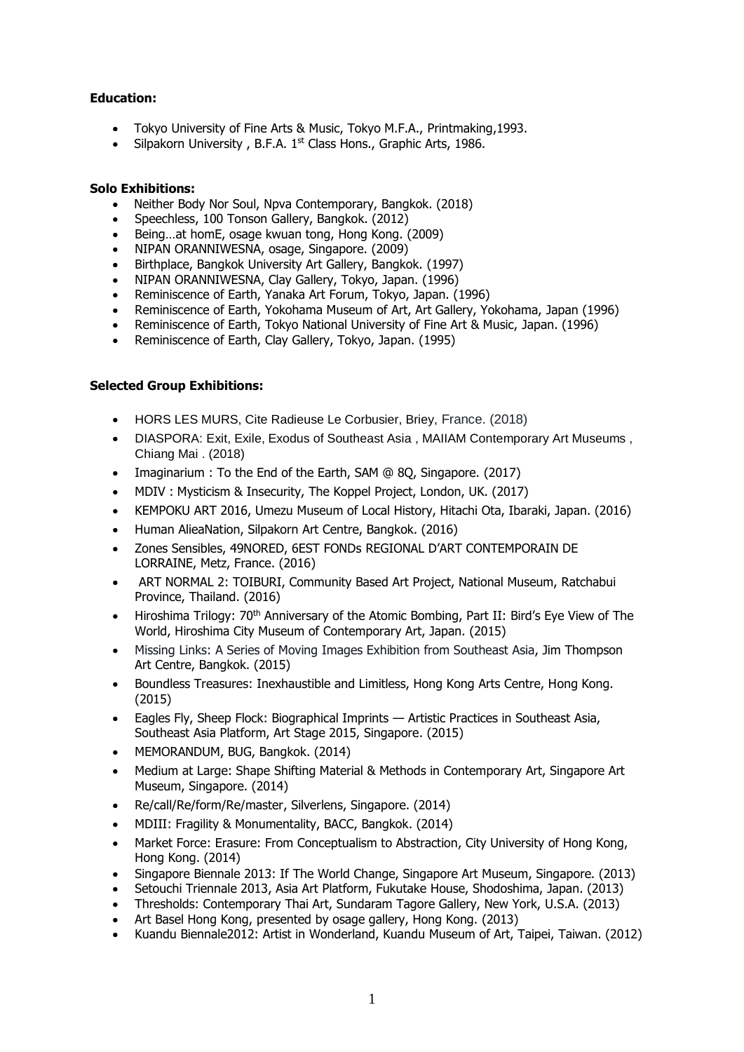**Education:**

- Tokyo University of Fine Arts & Music, Tokyo M.F.A., Printmaking,1993.
- Silpakorn University , B.F.A. 1st Class Hons., Graphic Arts, 1986.

**Solo Exhibitions:**

- Neither Body Nor Soul, Npva Contemporary, Bangkok. (2018)
- Speechless, 100 Tonson Gallery, Bangkok. (2012)
- Being…at homE, osage kwuan tong, Hong Kong. (2009)
- NIPAN ORANNIWESNA, osage, Singapore. (2009)
- Birthplace, Bangkok University Art Gallery, Bangkok. (1997)
- NIPAN ORANNIWESNA, Clay Gallery, Tokyo, Japan. (1996)
- Reminiscence of Earth, Yanaka Art Forum, Tokyo, Japan. (1996)
- Reminiscence of Earth, Yokohama Museum of Art, Art Gallery, Yokohama, Japan (1996)
- Reminiscence of Earth, Tokyo National University of Fine Art & Music, Japan. (1996)
- Reminiscence of Earth, Clay Gallery, Tokyo, Japan. (1995)

**Selected Group Exhibitions:**

- HORS LES MURS, Cite Radieuse Le Corbusier, Briey, France. (2018)
- DIASPORA: Exit, Exile, Exodus of Southeast Asia , MAIIAM Contemporary Art Museums , Chiang Mai . (2018)
- Imaginarium : To the End of the Earth, SAM @ 8Q, Singapore. (2017)
- MDIV : Mysticism & Insecurity, The Koppel Project, London, UK. (2017)
- KEMPOKU ART 2016, Umezu Museum of Local History, Hitachi Ota, Ibaraki, Japan. (2016)
- Human AlieaNation, Silpakorn Art Centre, Bangkok. (2016)
- Zones Sensibles, 49NORED, 6EST FONDs REGIONAL D'ART CONTEMPORAIN DE LORRAINE, Metz, France. (2016)
- ART NORMAL 2: TOIBURI, Community Based Art Project, National Museum, Ratchabui Province, Thailand. (2016)
- Hiroshima Trilogy: 70th Anniversary of the Atomic Bombing, Part II: Bird's Eye View of The World, Hiroshima City Museum of Contemporary Art, Japan. (2015)
- Missing Links: A Series of Moving Images Exhibition from Southeast Asia, Jim Thompson Art Centre, Bangkok. (2015)
- Boundless Treasures: Inexhaustible and Limitless, Hong Kong Arts Centre, Hong Kong. (2015)
- Eagles Fly, Sheep Flock: Biographical Imprints — Artistic Practices in Southeast Asia, Southeast Asia Platform, Art Stage 2015, Singapore. (2015)
- MEMORANDUM, BUG, Bangkok. (2014)
- Medium at Large: Shape Shifting Material & Methods in Contemporary Art, Singapore Art Museum, Singapore. (2014)
- Re/call/Re/form/Re/master, Silverlens, Singapore. (2014)
- MDIII: Fragility & Monumentality, BACC, Bangkok. (2014)
- Market Force: Erasure: From Conceptualism to Abstraction, City University of Hong Kong, Hong Kong. (2014)
- Singapore Biennale 2013: If The World Change, Singapore Art Museum, Singapore. (2013)
- Setouchi Triennale 2013, Asia Art Platform, Fukutake House, Shodoshima, Japan. (2013)
- Thresholds: Contemporary Thai Art, Sundaram Tagore Gallery, New York, U.S.A. (2013)
- Art Basel Hong Kong, presented by osage gallery, Hong Kong. (2013)
- Kuandu Biennale2012: Artist in Wonderland, Kuandu Museum of Art, Taipei, Taiwan. (2012)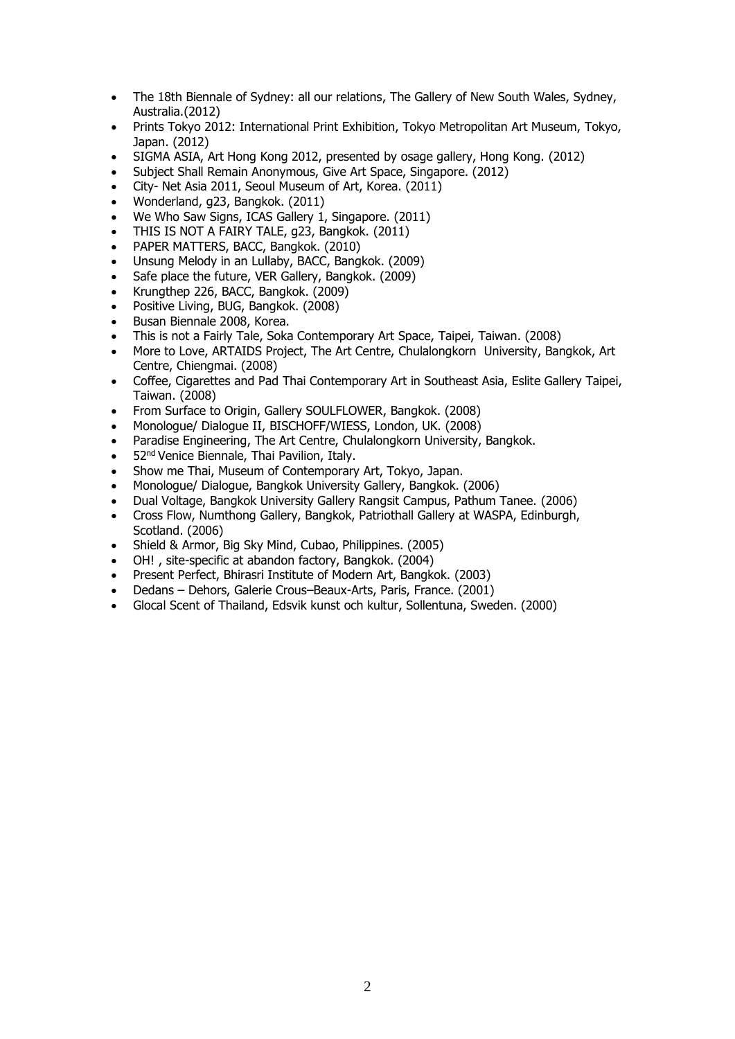- The 18th Biennale of Sydney: all our relations, The Gallery of New South Wales, Sydney, Australia.(2012)
- Prints Tokyo 2012: International Print Exhibition, Tokyo Metropolitan Art Museum, Tokyo, Japan. (2012)
- SIGMA ASIA, Art Hong Kong 2012, presented by osage gallery, Hong Kong. (2012)
- Subject Shall Remain Anonymous, Give Art Space, Singapore. (2012)
- City- Net Asia 2011, Seoul Museum of Art, Korea. (2011)
- Wonderland, g23, Bangkok. (2011)
- We Who Saw Signs, ICAS Gallery 1, Singapore. (2011)
- THIS IS NOT A FAIRY TALE, g23, Bangkok. (2011)
- PAPER MATTERS, BACC, Bangkok. (2010)
- Unsung Melody in an Lullaby, BACC, Bangkok. (2009)
- Safe place the future, VER Gallery, Bangkok. (2009)
- Krungthep 226, BACC, Bangkok. (2009)
- Positive Living, BUG, Bangkok. (2008)
- Busan Biennale 2008, Korea.
- This is not a Fairly Tale, Soka Contemporary Art Space, Taipei, Taiwan. (2008)
- More to Love, ARTAIDS Project, The Art Centre, Chulalongkorn University, Bangkok, Art Centre, Chiengmai. (2008)
- Coffee, Cigarettes and Pad Thai Contemporary Art in Southeast Asia, Eslite Gallery Taipei, Taiwan. (2008)
- From Surface to Origin, Gallery SOULFLOWER, Bangkok. (2008)
- Monologue/ Dialogue II, BISCHOFF/WIESS, London, UK. (2008)
- Paradise Engineering, The Art Centre, Chulalongkorn University, Bangkok.
- 52nd Venice Biennale, Thai Pavilion, Italy.
- Show me Thai, Museum of Contemporary Art, Tokyo, Japan.
- Monologue/ Dialogue, Bangkok University Gallery, Bangkok. (2006)
- Dual Voltage, Bangkok University Gallery Rangsit Campus, Pathum Tanee. (2006)
- Cross Flow, Numthong Gallery, Bangkok, Patriothall Gallery at WASPA, Edinburgh, Scotland. (2006)
- Shield & Armor, Big Sky Mind, Cubao, Philippines. (2005)
- OH! , site-specific at abandon factory, Bangkok. (2004)
- Present Perfect, Bhirasri Institute of Modern Art, Bangkok. (2003)
- Dedans – Dehors, Galerie Crous–Beaux-Arts, Paris, France. (2001)
- Glocal Scent of Thailand, Edsvik kunst och kultur, Sollentuna, Sweden. (2000)